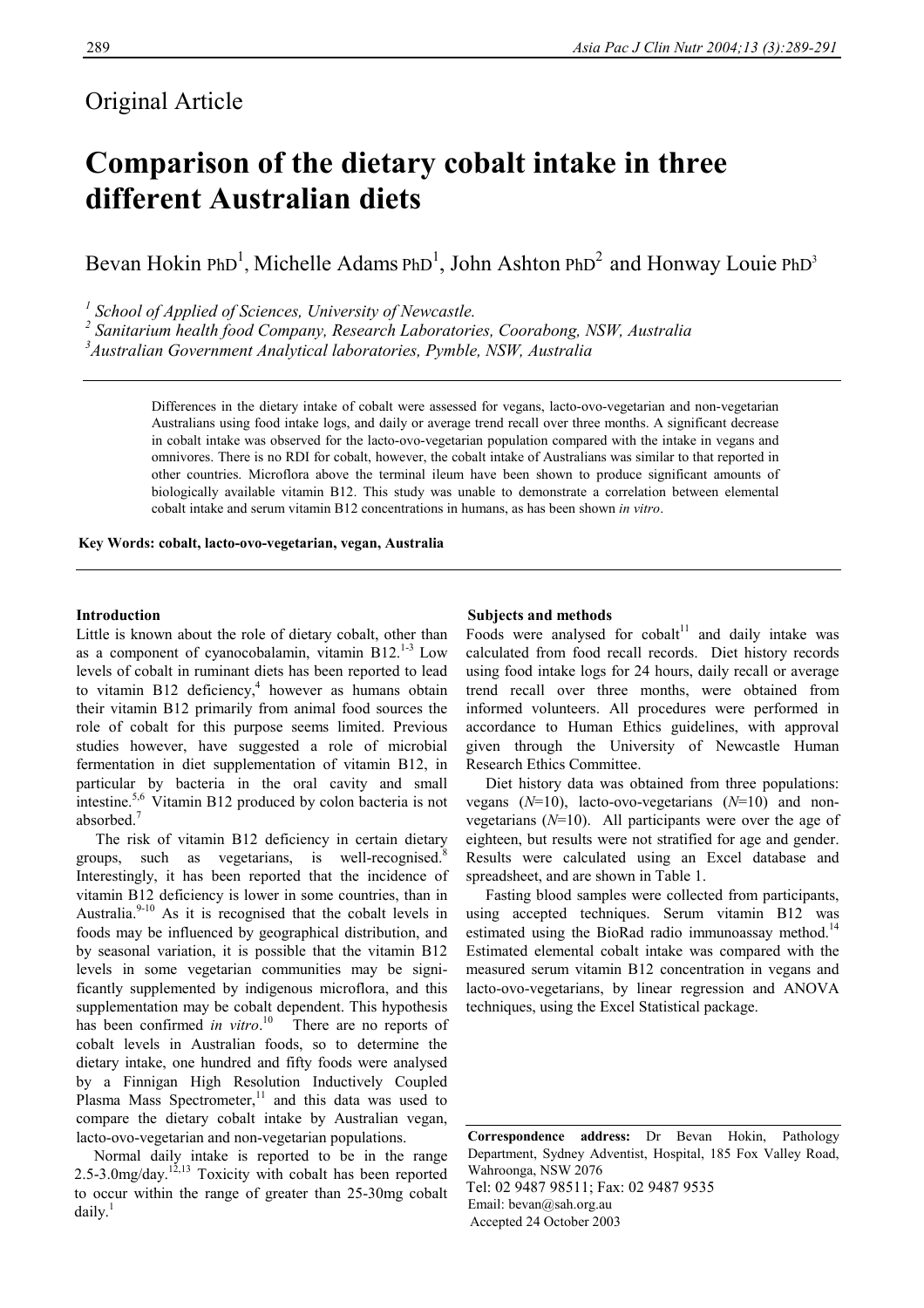Original Article

# Comparison of the dietary cobalt intake in three different Australian diets

Bevan Hokin PhD[1], Michelle Adams PhD[1], John Ashton PhD[2] and Honway Louie PhD[3]

[1] School of Applied of Sciences, University of Newcastle.
[2] Sanitarium health food Company, Research Laboratories, Coorabong, NSW, Australia
[3] Australian Government Analytical laboratories, Pymble, NSW, Australia

Differences in the dietary intake of cobalt were assessed for vegans, lacto-ovo-vegetarian and non-vegetarian Australians using food intake logs, and daily or average trend recall over three months. A significant decrease in cobalt intake was observed for the lacto-ovo-vegetarian population compared with the intake in vegans and omnivores. There is no RDI for cobalt, however, the cobalt intake of Australians was similar to that reported in other countries. Microflora above the terminal ileum have been shown to produce significant amounts of biologically available vitamin B12. This study was unable to demonstrate a correlation between elemental cobalt intake and serum vitamin B12 concentrations in humans, as has been shown *in vitro*.

**Key Words: cobalt, lacto-ovo-vegetarian, vegan, Australia**

## Introduction

Little is known about the role of dietary cobalt, other than as a component of cyanocobalamin, vitamin B12.[1-3] Low levels of cobalt in ruminant diets has been reported to lead to vitamin B12 deficiency,[4] however as humans obtain their vitamin B12 primarily from animal food sources the role of cobalt for this purpose seems limited. Previous studies however, have suggested a role of microbial fermentation in diet supplementation of vitamin B12, in particular by bacteria in the oral cavity and small intestine.[5,6] Vitamin B12 produced by colon bacteria is not absorbed.[7]

The risk of vitamin B12 deficiency in certain dietary groups, such as vegetarians, is well-recognised.[8] Interestingly, it has been reported that the incidence of vitamin B12 deficiency is lower in some countries, than in Australia.[9-10] As it is recognised that the cobalt levels in foods may be influenced by geographical distribution, and by seasonal variation, it is possible that the vitamin B12 levels in some vegetarian communities may be significantly supplemented by indigenous microflora, and this supplementation may be cobalt dependent. This hypothesis has been confirmed *in vitro*.[10] There are no reports of cobalt levels in Australian foods, so to determine the dietary intake, one hundred and fifty foods were analysed by a Finnigan High Resolution Inductively Coupled Plasma Mass Spectrometer,[11] and this data was used to compare the dietary cobalt intake by Australian vegan, lacto-ovo-vegetarian and non-vegetarian populations.

Normal daily intake is reported to be in the range 2.5-3.0mg/day.[12,13] Toxicity with cobalt has been reported to occur within the range of greater than 25-30mg cobalt daily.[1]

## Subjects and methods

Foods were analysed for cobalt[11] and daily intake was calculated from food recall records. Diet history records using food intake logs for 24 hours, daily recall or average trend recall over three months, were obtained from informed volunteers. All procedures were performed in accordance to Human Ethics guidelines, with approval given through the University of Newcastle Human Research Ethics Committee.

Diet history data was obtained from three populations: vegans (*N*=10), lacto-ovo-vegetarians (*N*=10) and non-vegetarians (*N*=10). All participants were over the age of eighteen, but results were not stratified for age and gender. Results were calculated using an Excel database and spreadsheet, and are shown in Table 1.

Fasting blood samples were collected from participants, using accepted techniques. Serum vitamin B12 was estimated using the BioRad radio immunoassay method.[14] Estimated elemental cobalt intake was compared with the measured serum vitamin B12 concentration in vegans and lacto-ovo-vegetarians, by linear regression and ANOVA techniques, using the Excel Statistical package.

**Correspondence address:** Dr Bevan Hokin, Pathology Department, Sydney Adventist, Hospital, 185 Fox Valley Road, Wahroonga, NSW 2076
Tel: 02 9487 98511; Fax: 02 9487 9535
Email: bevan@sah.org.au
Accepted 24 October 2003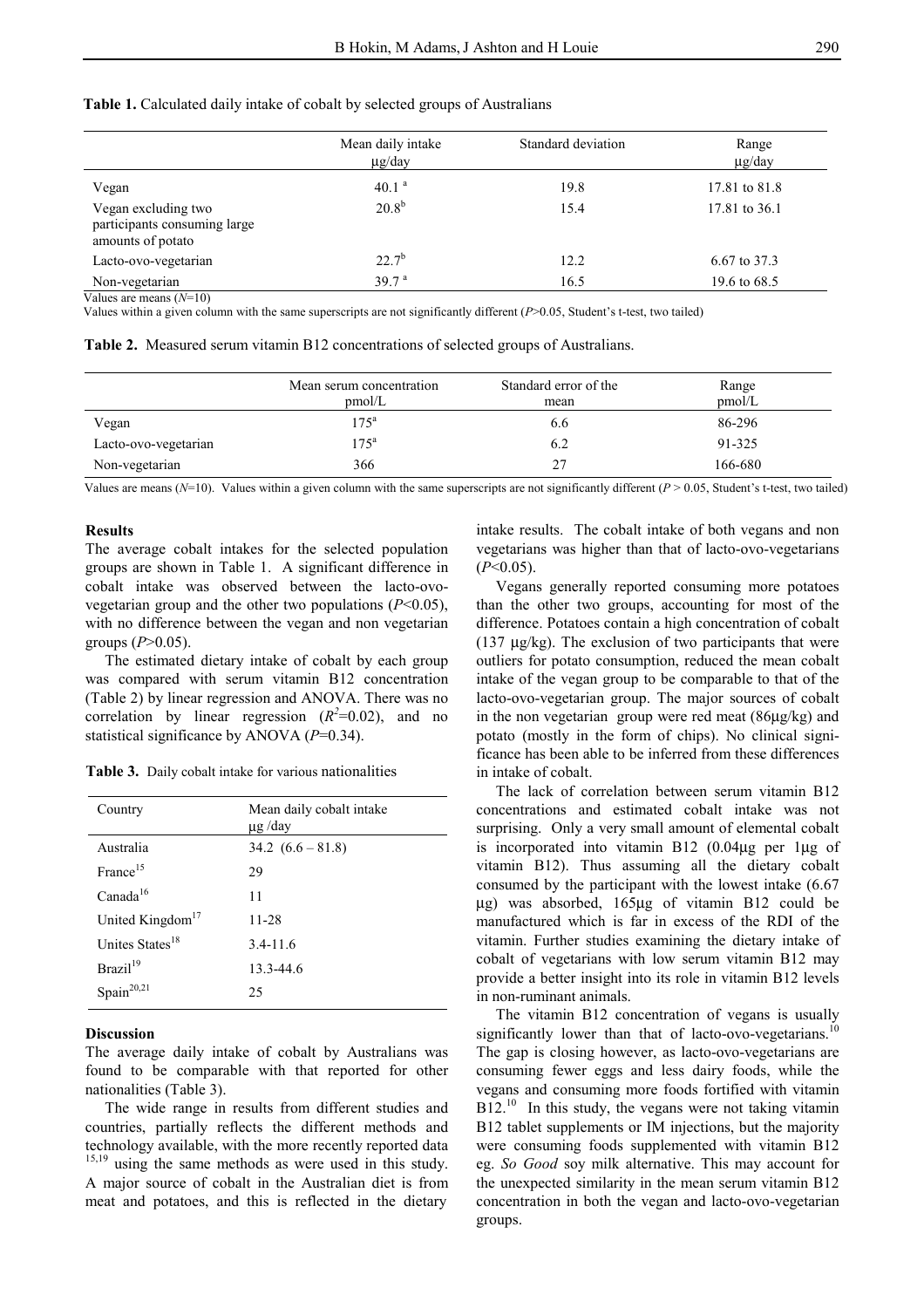**Table 1.** Calculated daily intake of cobalt by selected groups of Australians

| | Mean daily intake µg/day | Standard deviation | Range µg/day |
|---|---|---|---|
| Vegan | 40.1 [a] | 19.8 | 17.81 to 81.8 |
| Vegan excluding two participants consuming large amounts of potato | 20.8[b] | 15.4 | 17.81 to 36.1 |
| Lacto-ovo-vegetarian | 22.7[b] | 12.2 | 6.67 to 37.3 |
| Non-vegetarian | 39.7 [a] | 16.5 | 19.6 to 68.5 |

Values are means ($N$=10)

Values within a given column with the same superscripts are not significantly different ($P$>0.05, Student's t-test, two tailed)

**Table 2.** Measured serum vitamin B12 concentrations of selected groups of Australians.

| | Mean serum concentration pmol/L | Standard error of the mean | Range pmol/L |
|---|---|---|---|
| Vegan | 175[a] | 6.6 | 86-296 |
| Lacto-ovo-vegetarian | 175[a] | 6.2 | 91-325 |
| Non-vegetarian | 366 | 27 | 166-680 |

Values are means ($N$=10). Values within a given column with the same superscripts are not significantly different ($P$ > 0.05, Student's t-test, two tailed)

### Results

The average cobalt intakes for the selected population groups are shown in Table 1. A significant difference in cobalt intake was observed between the lacto-ovo-vegetarian group and the other two populations ($P$<0.05), with no difference between the vegan and non vegetarian groups ($P$>0.05).

The estimated dietary intake of cobalt by each group was compared with serum vitamin B12 concentration (Table 2) by linear regression and ANOVA. There was no correlation by linear regression ($R^2$=0.02), and no statistical significance by ANOVA ($P$=0.34).

**Table 3.** Daily cobalt intake for various nationalities

| Country | Mean daily cobalt intake µg /day |
|---|---|
| Australia | 34.2 (6.6 – 81.8) |
| France[15] | 29 |
| Canada[16] | 11 |
| United Kingdom[17] | 11-28 |
| Unites States[18] | 3.4-11.6 |
| Brazil[19] | 13.3-44.6 |
| Spain[20,21] | 25 |

### Discussion

The average daily intake of cobalt by Australians was found to be comparable with that reported for other nationalities (Table 3).

The wide range in results from different studies and countries, partially reflects the different methods and technology available, with the more recently reported data [15,19] using the same methods as were used in this study. A major source of cobalt in the Australian diet is from meat and potatoes, and this is reflected in the dietary intake results. The cobalt intake of both vegans and non vegetarians was higher than that of lacto-ovo-vegetarians ($P$<0.05).

Vegans generally reported consuming more potatoes than the other two groups, accounting for most of the difference. Potatoes contain a high concentration of cobalt (137 µg/kg). The exclusion of two participants that were outliers for potato consumption, reduced the mean cobalt intake of the vegan group to be comparable to that of the lacto-ovo-vegetarian group. The major sources of cobalt in the non vegetarian group were red meat (86µg/kg) and potato (mostly in the form of chips). No clinical significance has been able to be inferred from these differences in intake of cobalt.

The lack of correlation between serum vitamin B12 concentrations and estimated cobalt intake was not surprising. Only a very small amount of elemental cobalt is incorporated into vitamin B12 (0.04µg per 1µg of vitamin B12). Thus assuming all the dietary cobalt consumed by the participant with the lowest intake (6.67 µg) was absorbed, 165µg of vitamin B12 could be manufactured which is far in excess of the RDI of the vitamin. Further studies examining the dietary intake of cobalt of vegetarians with low serum vitamin B12 may provide a better insight into its role in vitamin B12 levels in non-ruminant animals.

The vitamin B12 concentration of vegans is usually significantly lower than that of lacto-ovo-vegetarians.[10] The gap is closing however, as lacto-ovo-vegetarians are consuming fewer eggs and less dairy foods, while the vegans and consuming more foods fortified with vitamin B12.[10] In this study, the vegans were not taking vitamin B12 tablet supplements or IM injections, but the majority were consuming foods supplemented with vitamin B12 eg. *So Good* soy milk alternative. This may account for the unexpected similarity in the mean serum vitamin B12 concentration in both the vegan and lacto-ovo-vegetarian groups.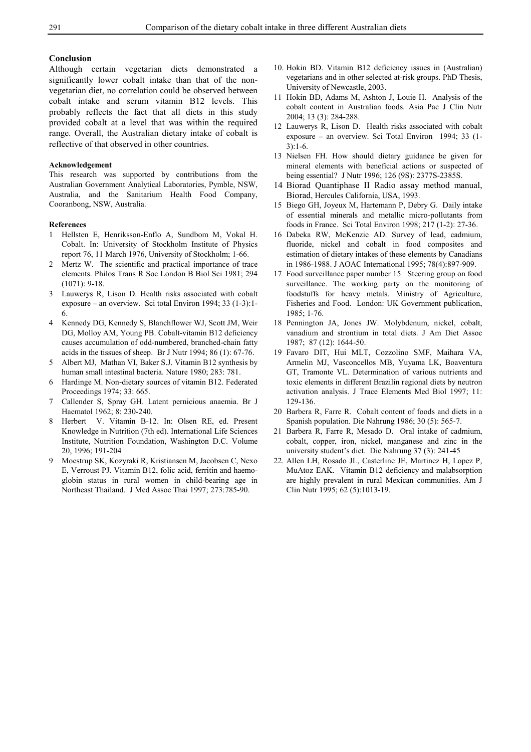## Conclusion

Although certain vegetarian diets demonstrated a significantly lower cobalt intake than that of the non-vegetarian diet, no correlation could be observed between cobalt intake and serum vitamin B12 levels. This probably reflects the fact that all diets in this study provided cobalt at a level that was within the required range. Overall, the Australian dietary intake of cobalt is reflective of that observed in other countries.

#### Acknowledgement

This research was supported by contributions from the Australian Government Analytical Laboratories, Pymble, NSW, Australia, and the Sanitarium Health Food Company, Cooranbong, NSW, Australia.

#### References

1 Hellsten E, Henriksson-Enflo A, Sundbom M, Vokal H. Cobalt. In: University of Stockholm Institute of Physics report 76, 11 March 1976, University of Stockholm; 1-66.

2 Mertz W. The scientific and practical importance of trace elements. Philos Trans R Soc London B Biol Sci 1981; 294 (1071): 9-18.

3 Lauwerys R, Lison D. Health risks associated with cobalt exposure – an overview. Sci total Environ 1994; 33 (1-3):1-6.

4 Kennedy DG, Kennedy S, Blanchflower WJ, Scott JM, Weir DG, Molloy AM, Young PB. Cobalt-vitamin B12 deficiency causes accumulation of odd-numbered, branched-chain fatty acids in the tissues of sheep. Br J Nutr 1994; 86 (1): 67-76.

5 Albert MJ, Mathan VI, Baker S.J. Vitamin B12 synthesis by human small intestinal bacteria. Nature 1980; 283: 781.

6 Hardinge M. Non-dietary sources of vitamin B12. Federated Proceedings 1974; 33: 665.

7 Callender S, Spray GH. Latent pernicious anaemia. Br J Haematol 1962; 8: 230-240.

8 Herbert V. Vitamin B-12. In: Olsen RE, ed. Present Knowledge in Nutrition (7th ed). International Life Sciences Institute, Nutrition Foundation, Washington D.C. Volume 20, 1996; 191-204

9 Moestrup SK, Kozyraki R, Kristiansen M, Jacobsen C, Nexo E, Verroust PJ. Vitamin B12, folic acid, ferritin and haemo-globin status in rural women in child-bearing age in Northeast Thailand. J Med Assoc Thai 1997; 273:785-90.

10. Hokin BD. Vitamin B12 deficiency issues in (Australian) vegetarians and in other selected at-risk groups. PhD Thesis, University of Newcastle, 2003.

11 Hokin BD, Adams M, Ashton J, Louie H. Analysis of the cobalt content in Australian foods. Asia Pac J Clin Nutr 2004; 13 (3): 284-288.

12 Lauwerys R, Lison D. Health risks associated with cobalt exposure – an overview. Sci Total Environ 1994; 33 (1-3):1-6.

13 Nielsen FH. How should dietary guidance be given for mineral elements with beneficial actions or suspected of being essential? J Nutr 1996; 126 (9S): 2377S-2385S.

14 Biorad Quantiphase II Radio assay method manual, Biorad, Hercules California, USA, 1993.

15 Biego GH, Joyeux M, Hartemann P, Debry G. Daily intake of essential minerals and metallic micro-pollutants from foods in France. Sci Total Environ 1998; 217 (1-2): 27-36.

16 Dabeka RW, McKenzie AD. Survey of lead, cadmium, fluoride, nickel and cobalt in food composites and estimation of dietary intakes of these elements by Canadians in 1986-1988. J AOAC International 1995; 78(4):897-909.

17 Food surveillance paper number 15 Steering group on food surveillance. The working party on the monitoring of foodstuffs for heavy metals. Ministry of Agriculture, Fisheries and Food. London: UK Government publication, 1985; 1-76.

18 Pennington JA, Jones JW. Molybdenum, nickel, cobalt, vanadium and strontium in total diets. J Am Diet Assoc 1987; 87 (12): 1644-50.

19 Favaro DIT, Hui MLT, Cozzolino SMF, Maihara VA, Armelin MJ, Vasconcellos MB, Yuyama LK, Boaventura GT, Tramonte VL. Determination of various nutrients and toxic elements in different Brazilin regional diets by neutron activation analysis. J Trace Elements Med Biol 1997; 11: 129-136.

20 Barbera R, Farre R. Cobalt content of foods and diets in a Spanish population. Die Nahrung 1986; 30 (5): 565-7.

21 Barbera R, Farre R, Mesado D. Oral intake of cadmium, cobalt, copper, iron, nickel, manganese and zinc in the university student's diet. Die Nahrung 37 (3): 241-45

22. Allen LH, Rosado JL, Casterline JE, Martinez H, Lopez P, MuAtoz EAK. Vitamin B12 deficiency and malabsorption are highly prevalent in rural Mexican communities. Am J Clin Nutr 1995; 62 (5):1013-19.